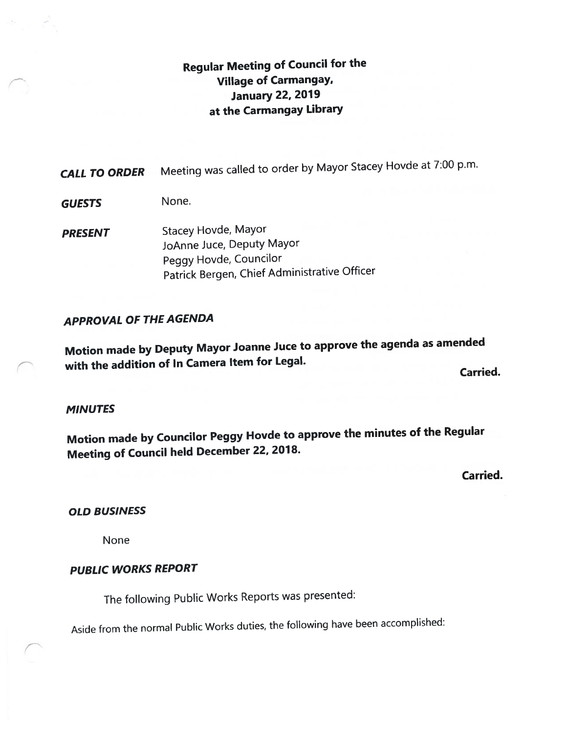## Regular Meeting of Council for the Village of Carmangay, January 22, 2019 at the Carmangay Library

***CALL TO ORDER*** Meeting was called to order by Mayor Stacey Hovde at 7:00 p.m.

***GUESTS*** None.

***PRESENT***
Stacey Hovde, Mayor
JoAnne Juce, Deputy Mayor
Peggy Hovde, Councilor
Patrick Bergen, Chief Administrative Officer

### *APPROVAL OF THE AGENDA*

**Motion made by Deputy Mayor Joanne Juce to approve the agenda as amended with the addition of In Camera Item for Legal.**

**Carried.**

### *MINUTES*

**Motion made by Councilor Peggy Hovde to approve the minutes of the Regular Meeting of Council held December 22, 2018.**

**Carried.**

### *OLD BUSINESS*

None

### *PUBLIC WORKS REPORT*

The following Public Works Reports was presented:

Aside from the normal Public Works duties, the following have been accomplished: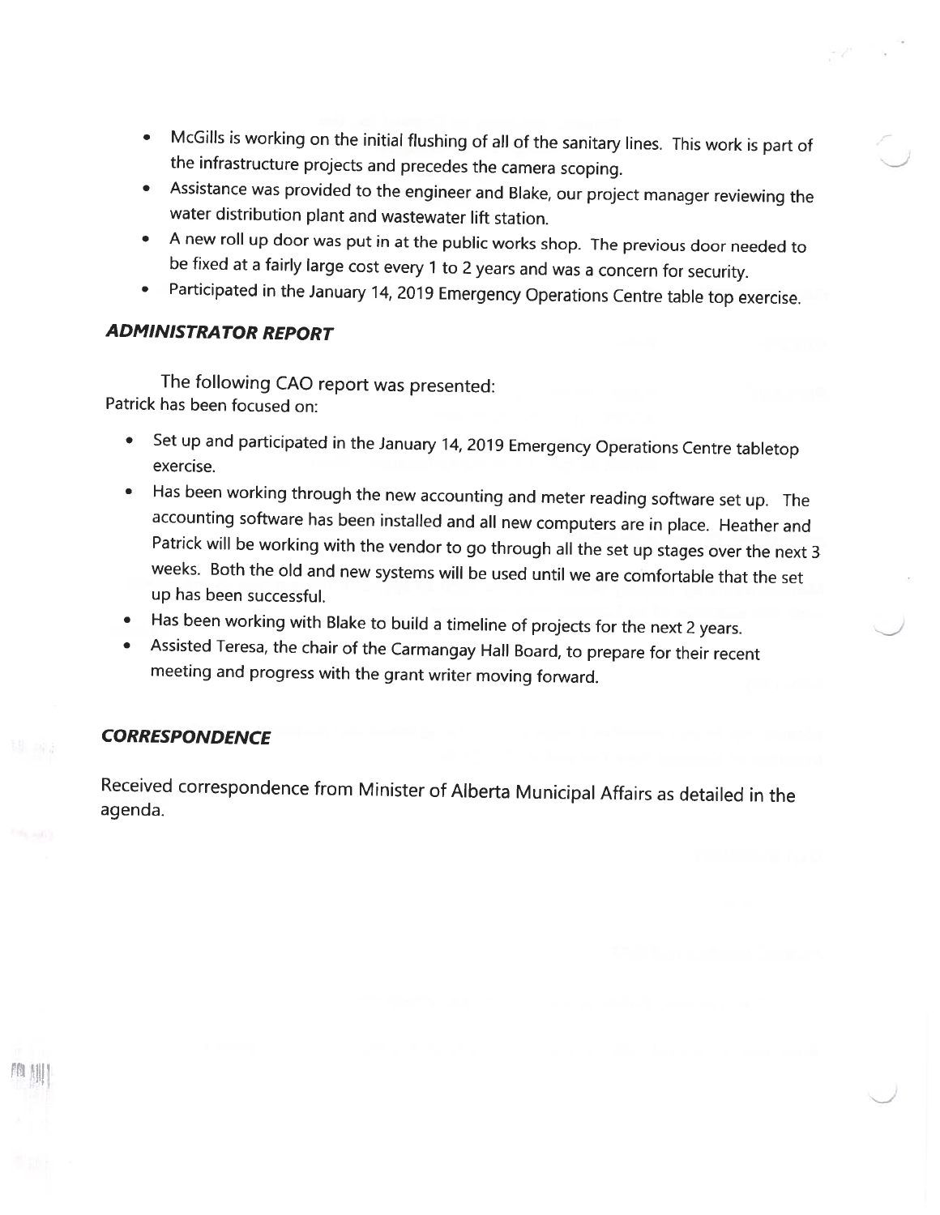- McGills is working on the initial flushing of all of the sanitary lines. This work is part of the infrastructure projects and precedes the camera scoping.
- Assistance was provided to the engineer and Blake, our project manager reviewing the water distribution plant and wastewater lift station.
- A new roll up door was put in at the public works shop. The previous door needed to be fixed at a fairly large cost every 1 to 2 years and was a concern for security.
- Participated in the January 14, 2019 Emergency Operations Centre table top exercise.

## *ADMINISTRATOR REPORT*

The following CAO report was presented:
Patrick has been focused on:

- Set up and participated in the January 14, 2019 Emergency Operations Centre tabletop exercise.
- Has been working through the new accounting and meter reading software set up. The accounting software has been installed and all new computers are in place. Heather and Patrick will be working with the vendor to go through all the set up stages over the next 3 weeks. Both the old and new systems will be used until we are comfortable that the set up has been successful.
- Has been working with Blake to build a timeline of projects for the next 2 years.
- Assisted Teresa, the chair of the Carmangay Hall Board, to prepare for their recent meeting and progress with the grant writer moving forward.

## *CORRESPONDENCE*

Received correspondence from Minister of Alberta Municipal Affairs as detailed in the agenda.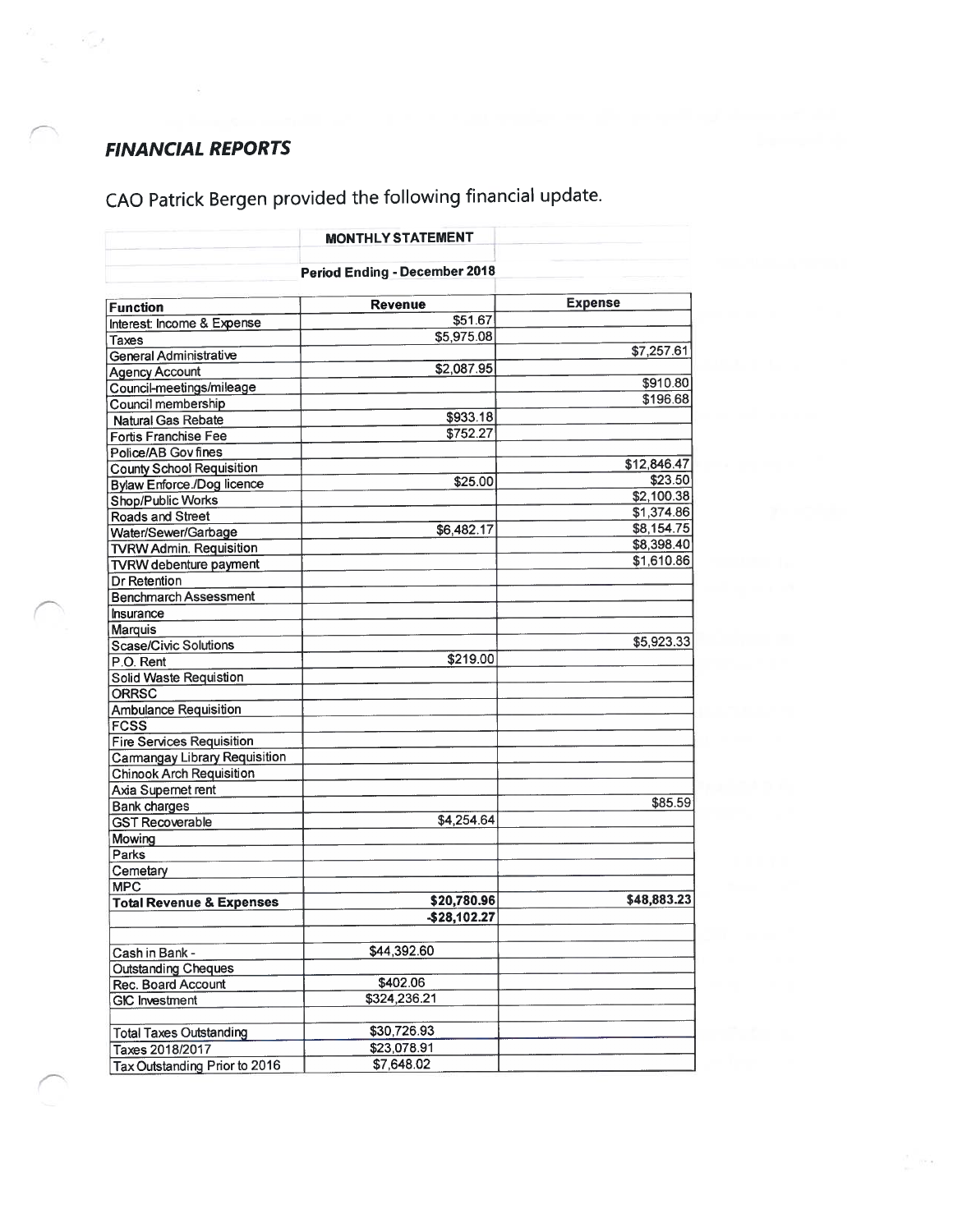## *FINANCIAL REPORTS*

CAO Patrick Bergen provided the following financial update.

| | MONTHLY STATEMENT | |
|---|---|---|
| | Period Ending - December 2018 | |
| **Function** | **Revenue** | **Expense** |
| Interest: Income & Expense | $51.67 | |
| Taxes | $5,975.08 | |
| General Administrative | | $7,257.61 |
| Agency Account | $2,087.95 | |
| Council-meetings/mileage | | $910.80 |
| Council membership | | $196.68 |
| Natural Gas Rebate | $933.18 | |
| Fortis Franchise Fee | $752.27 | |
| Police/AB Gov fines | | |
| County School Requisition | | $12,846.47 |
| Bylaw Enforce./Dog licence | $25.00 | $23.50 |
| Shop/Public Works | | $2,100.38 |
| Roads and Street | | $1,374.86 |
| Water/Sewer/Garbage | $6,482.17 | $8,154.75 |
| TVRW Admin. Requisition | | $8,398.40 |
| TVRW debenture payment | | $1,610.86 |
| Dr Retention | | |
| Benchmarch Assessment | | |
| Insurance | | |
| Marquis | | |
| Scase/Civic Solutions | | $5,923.33 |
| P.O. Rent | $219.00 | |
| Solid Waste Requistion | | |
| ORRSC | | |
| Ambulance Requisition | | |
| FCSS | | |
| Fire Services Requisition | | |
| Carmangay Library Requisition | | |
| Chinook Arch Requisition | | |
| Axia Supernet rent | | |
| Bank charges | | $85.59 |
| GST Recoverable | $4,254.64 | |
| Mowing | | |
| Parks | | |
| Cemetary | | |
| MPC | | |
| **Total Revenue & Expenses** | **$20,780.96** | **$48,883.23** |
| | **-$28,102.27** | |
| | | |
| Cash in Bank - | $44,392.60 | |
| Outstanding Cheques | | |
| Rec. Board Account | $402.06 | |
| GIC Investment | $324,236.21 | |
| | | |
| Total Taxes Outstanding | $30,726.93 | |
| Taxes 2018/2017 | $23,078.91 | |
| Tax Outstanding Prior to 2016 | $7,648.02 | |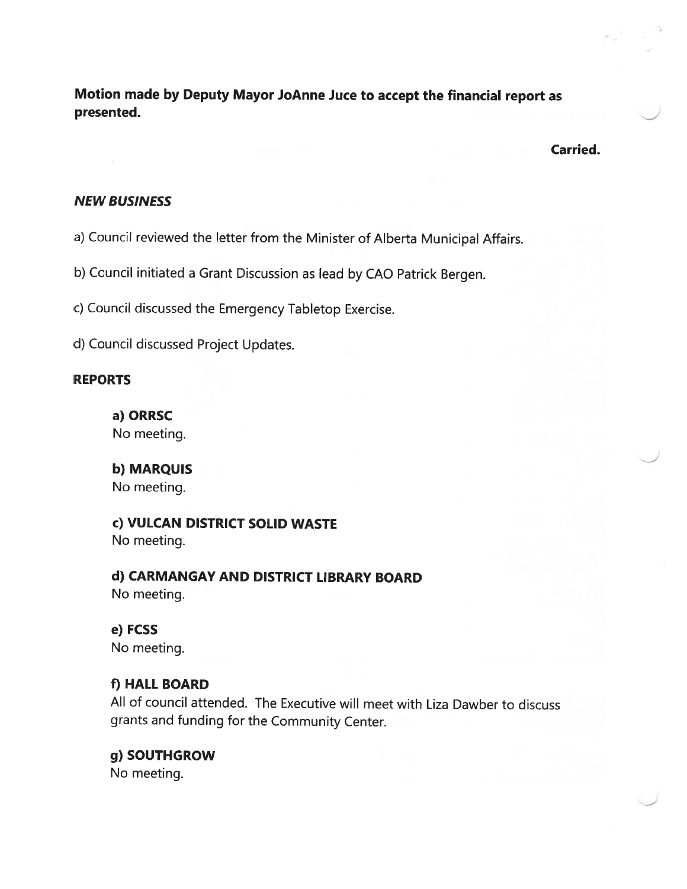**Motion made by Deputy Mayor JoAnne Juce to accept the financial report as presented.**

**Carried.**

## *NEW BUSINESS*

a) Council reviewed the letter from the Minister of Alberta Municipal Affairs.

b) Council initiated a Grant Discussion as lead by CAO Patrick Bergen.

c) Council discussed the Emergency Tabletop Exercise.

d) Council discussed Project Updates.

## REPORTS

**a) ORRSC**
No meeting.

**b) MARQUIS**
No meeting.

**c) VULCAN DISTRICT SOLID WASTE**
No meeting.

**d) CARMANGAY AND DISTRICT LIBRARY BOARD**
No meeting.

**e) FCSS**
No meeting.

**f) HALL BOARD**
All of council attended. The Executive will meet with Liza Dawber to discuss grants and funding for the Community Center.

**g) SOUTHGROW**
No meeting.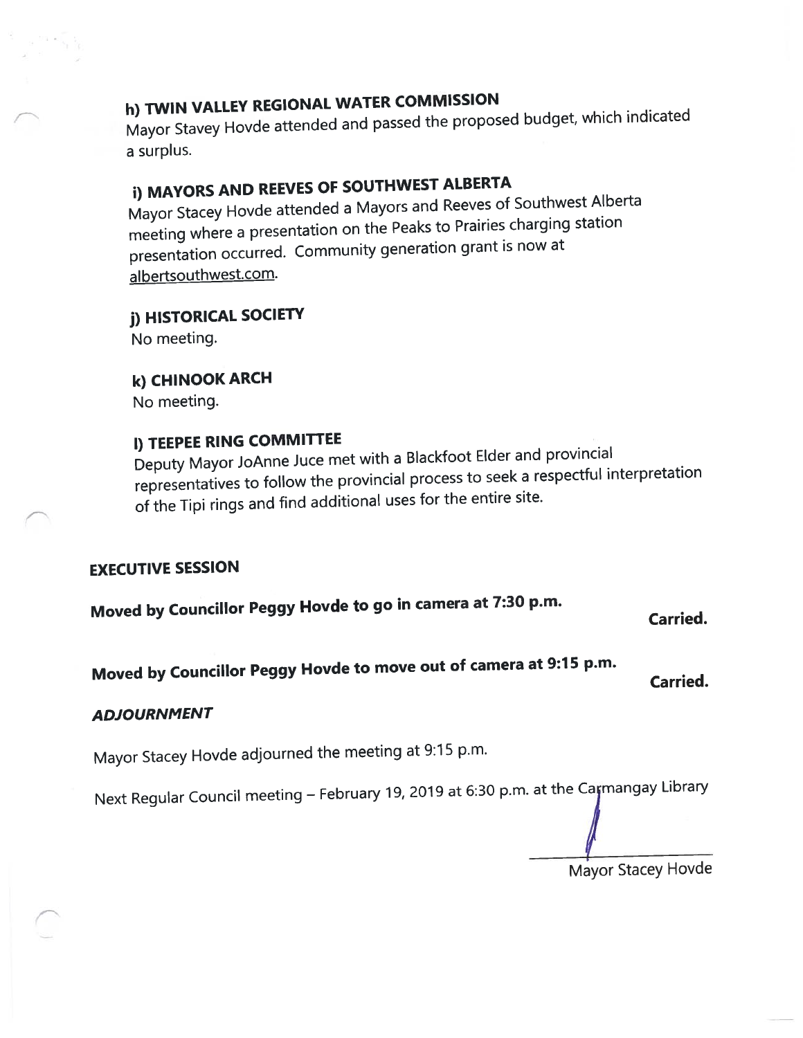### h) TWIN VALLEY REGIONAL WATER COMMISSION

Mayor Stavey Hovde attended and passed the proposed budget, which indicated a surplus.

### i) MAYORS AND REEVES OF SOUTHWEST ALBERTA

Mayor Stacey Hovde attended a Mayors and Reeves of Southwest Alberta meeting where a presentation on the Peaks to Prairies charging station presentation occurred. Community generation grant is now at albertsouthwest.com.

### j) HISTORICAL SOCIETY

No meeting.

### k) CHINOOK ARCH

No meeting.

### l) TEEPEE RING COMMITTEE

Deputy Mayor JoAnne Juce met with a Blackfoot Elder and provincial representatives to follow the provincial process to seek a respectful interpretation of the Tipi rings and find additional uses for the entire site.

## EXECUTIVE SESSION

**Moved by Councillor Peggy Hovde to go in camera at 7:30 p.m.** **Carried.**

**Moved by Councillor Peggy Hovde to move out of camera at 9:15 p.m.** **Carried.**

## *ADJOURNMENT*

Mayor Stacey Hovde adjourned the meeting at 9:15 p.m.

Next Regular Council meeting – February 19, 2019 at 6:30 p.m. at the Carmangay Library

Mayor Stacey Hovde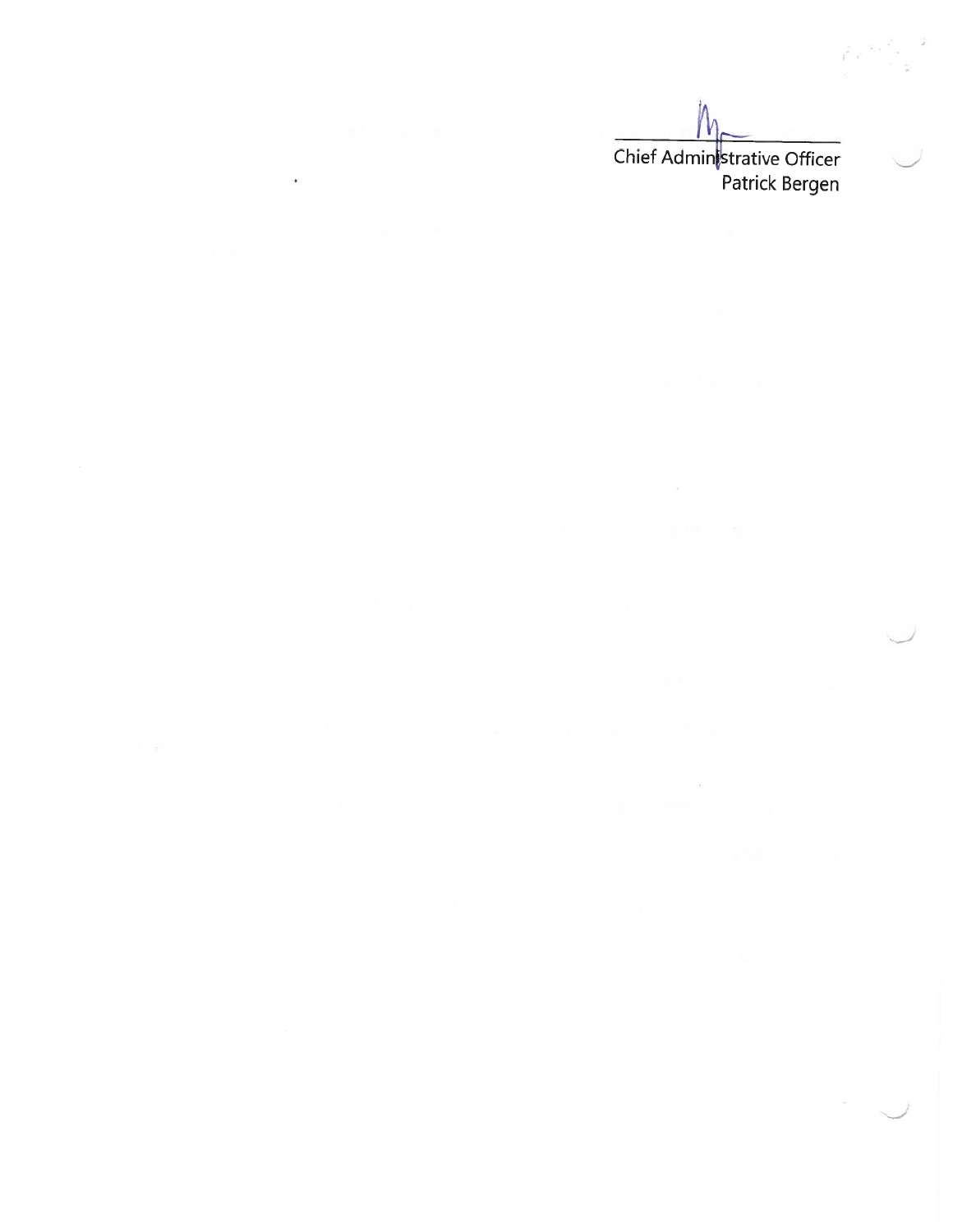Chief Administrative Officer
Patrick Bergen